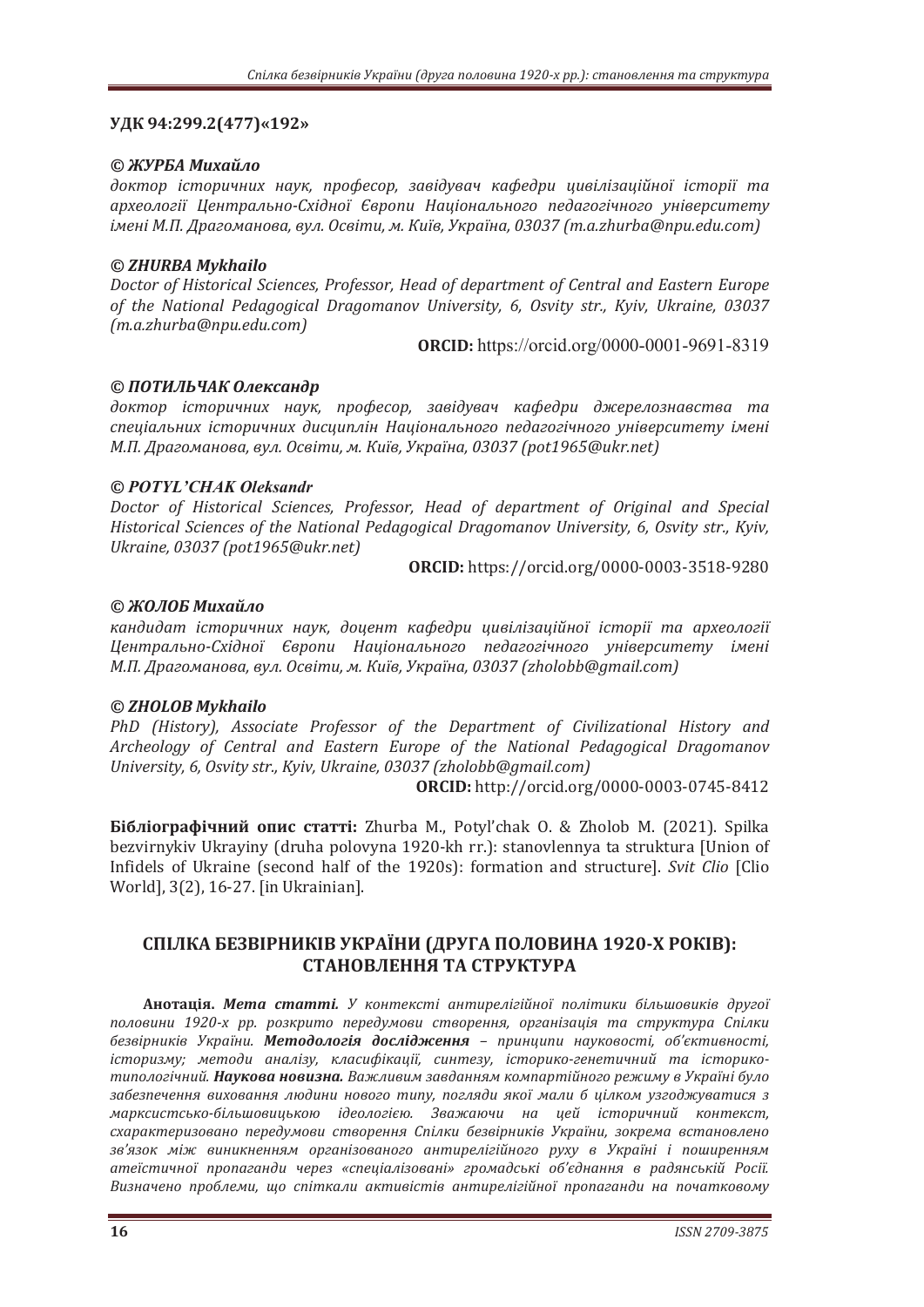**УДК 94:299.2(477)«192»**

***© ЖУРБА Михайло***

*доктор історичних наук, професор, завідувач кафедри цивілізаційної історії та археології Центрально-Східної Європи Національного педагогічного університету імені М.П. Драгоманова, вул. Освіти, м. Київ, Україна, 03037 (m.a.zhurba@npu.edu.com)*

***© ZHURBA Mykhailo***

*Doctor of Historical Sciences, Professor, Head of department of Central and Eastern Europe of the National Pedagogical Dragomanov University, 6, Osvity str., Kyiv, Ukraine, 03037 (m.a.zhurba@npu.edu.com)*

**ORCID:** https://orcid.org/0000-0001-9691-8319

***© ПОТИЛЬЧАК Олександр***

*доктор історичних наук, професор, завідувач кафедри джерелознавства та спеціальних історичних дисциплін Національного педагогічного університету імені М.П. Драгоманова, вул. Освіти, м. Київ, Україна, 03037 (pot1965@ukr.net)*

***© POTYL'CHAK Oleksandr***

*Doctor of Historical Sciences, Professor, Head of department of Original and Special Historical Sciences of the National Pedagogical Dragomanov University, 6, Osvity str., Kyiv, Ukraine, 03037 (pot1965@ukr.net)*

**ORCID:** https://orcid.org/0000-0003-3518-9280

***© ЖОЛОБ Михайло***

*кандидат історичних наук, доцент кафедри цивілізаційної історії та археології Центрально-Східної Європи Національного педагогічного університету імені М.П. Драгоманова, вул. Освіти, м. Київ, Україна, 03037 (zholobb@gmail.com)*

***© ZHOLOB Mykhailo***

*PhD (History), Associate Professor of the Department of Civilizational History and Archeology of Central and Eastern Europe of the National Pedagogical Dragomanov University, 6, Osvity str., Kyiv, Ukraine, 03037 (zholobb@gmail.com)*

**ORCID:** http://orcid.org/0000-0003-0745-8412

**Бібліографічний опис статті:** Zhurba M., Potyl'chak O. & Zholob M. (2021). Spilka bezvirnykiv Ukrayiny (druha polovyna 1920-kh rr.): stanovlennya ta struktura [Union of Infidels of Ukraine (second half of the 1920s): formation and structure]. *Svit Clio* [Clio World], 3(2), 16-27. [in Ukrainian].

## СПІЛКА БЕЗВІРНИКІВ УКРАЇНИ (ДРУГА ПОЛОВИНА 1920-Х РОКІВ): СТАНОВЛЕННЯ ТА СТРУКТУРА

**Анотація.** ***Мета статті.*** *У контексті антирелігійної політики більшовиків другої половини 1920-х рр. розкрито передумови створення, організація та структура Спілки безвірників України.* ***Методологія дослідження*** *– принципи науковості, об'єктивності, історизму; методи аналізу, класифікації, синтезу, історико-генетичний та історико-типологічний.* ***Наукова новизна.*** *Важливим завданням компартійного режиму в Україні було забезпечення виховання людини нового типу, погляди якої мали б цілком узгоджуватися з марксистсько-більшовицькою ідеологією. Зважаючи на цей історичний контекст, схарактеризовано передумови створення Спілки безвірників України, зокрема встановлено зв'язок між виникненням організованого антирелігійного руху в Україні і поширенням атеїстичної пропаганди через «спеціалізовані» громадські об'єднання в радянській Росії. Визначено проблеми, що спіткали активістів антирелігійної пропаганди на початковому*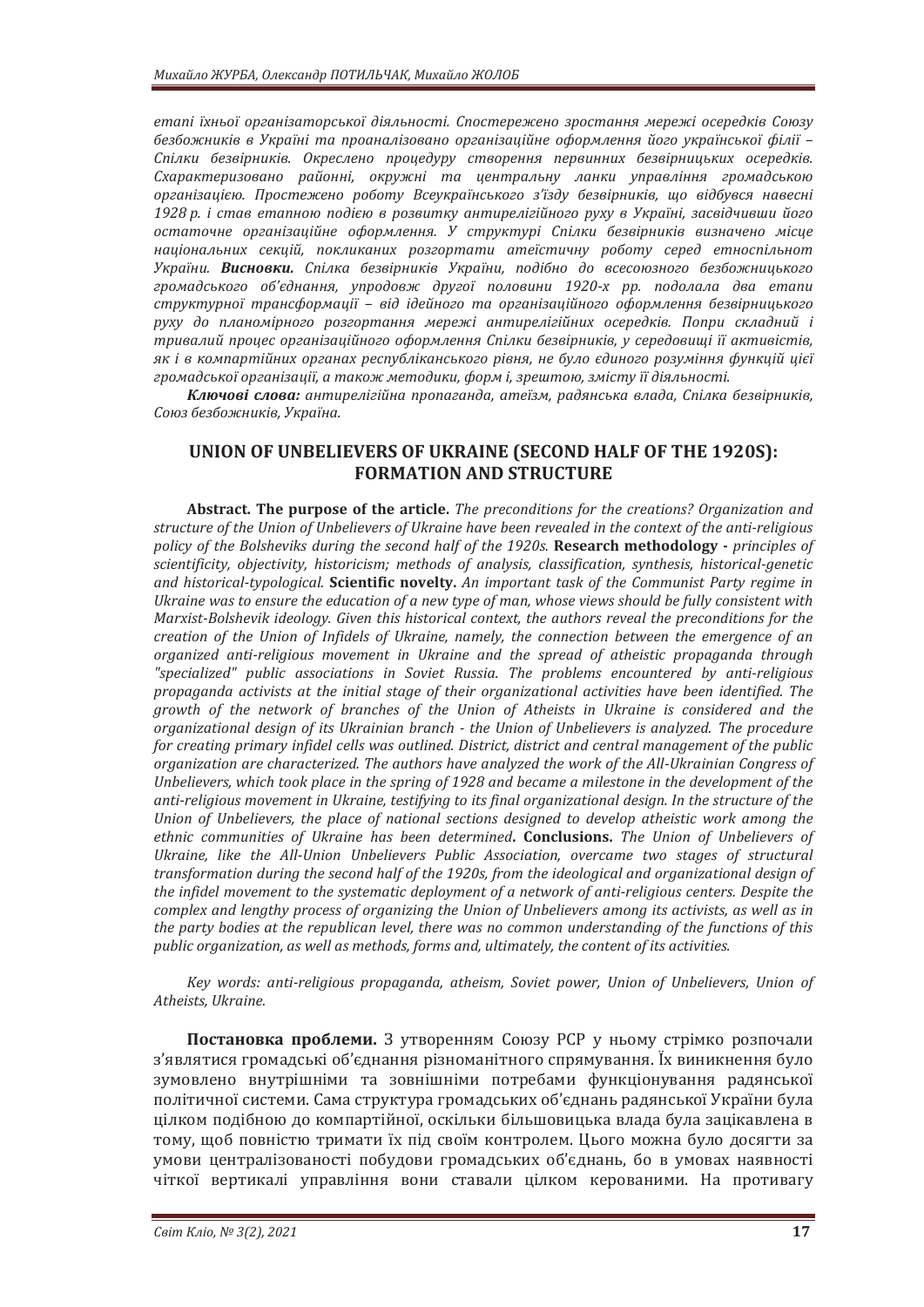*етапі їхньої організаторської діяльності. Спостережено зростання мережі осередків Союзу безбожників в Україні та проаналізовано організаційне оформлення його української філії – Спілки безвірників. Окреслено процедуру створення первинних безвірницьких осередків. Схарактеризовано районні, окружні та центральну ланки управління громадською організацією. Простежено роботу Всеукраїнського з'їзду безвірників, що відбувся навесні 1928 р. і став етапною подією в розвитку антирелігійного руху в Україні, засвідчивши його остаточне організаційне оформлення. У структурі Спілки безвірників визначено місце національних секцій, покликаних розгортати атеїстичну роботу серед етноспільнот України.* ***Висновки.*** *Спілка безвірників України, подібно до всесоюзного безбожницького громадського об'єднання, упродовж другої половини 1920-х рр. подолала два етапи структурної трансформації – від ідейного та організаційного оформлення безвірницького руху до планомірного розгортання мережі антирелігійних осередків. Попри складний і тривалий процес організаційного оформлення Спілки безвірників, у середовищі її активістів, як і в компартійних органах республіканського рівня, не було єдиного розуміння функцій цієї громадської організації, а також методики, форм і, зрештою, змісту її діяльності.*

***Ключові слова:*** *антирелігійна пропаганда, атеїзм, радянська влада, Спілка безвірників, Союз безбожників, Україна.*

## UNION OF UNBELIEVERS OF UKRAINE (SECOND HALF OF THE 1920S): FORMATION AND STRUCTURE

**Abstract. The purpose of the article.** *The preconditions for the creations? Organization and structure of the Union of Unbelievers of Ukraine have been revealed in the context of the anti-religious policy of the Bolsheviks during the second half of the 1920s.* **Research methodology -** *principles of scientificity, objectivity, historicism; methods of analysis, classification, synthesis, historical-genetic and historical-typological.* **Scientific novelty.** *An important task of the Communist Party regime in Ukraine was to ensure the education of a new type of man, whose views should be fully consistent with Marxist-Bolshevik ideology. Given this historical context, the authors reveal the preconditions for the creation of the Union of Infidels of Ukraine, namely, the connection between the emergence of an organized anti-religious movement in Ukraine and the spread of atheistic propaganda through "specialized" public associations in Soviet Russia. The problems encountered by anti-religious propaganda activists at the initial stage of their organizational activities have been identified. The growth of the network of branches of the Union of Atheists in Ukraine is considered and the organizational design of its Ukrainian branch - the Union of Unbelievers is analyzed. The procedure for creating primary infidel cells was outlined. District, district and central management of the public organization are characterized. The authors have analyzed the work of the All-Ukrainian Congress of Unbelievers, which took place in the spring of 1928 and became a milestone in the development of the anti-religious movement in Ukraine, testifying to its final organizational design. In the structure of the Union of Unbelievers, the place of national sections designed to develop atheistic work among the ethnic communities of Ukraine has been determined*. **Conclusions.** *The Union of Unbelievers of Ukraine, like the All-Union Unbelievers Public Association, overcame two stages of structural transformation during the second half of the 1920s, from the ideological and organizational design of the infidel movement to the systematic deployment of a network of anti-religious centers. Despite the complex and lengthy process of organizing the Union of Unbelievers among its activists, as well as in the party bodies at the republican level, there was no common understanding of the functions of this public organization, as well as methods, forms and, ultimately, the content of its activities.*

*Key words: anti-religious propaganda, atheism, Soviet power, Union of Unbelievers, Union of Atheists, Ukraine.*

**Постановка проблеми.** З утворенням Союзу РСР у ньому стрімко розпочали з'являтися громадські об'єднання різноманітного спрямування. Їх виникнення було зумовлено внутрішніми та зовнішніми потребами функціонування радянської політичної системи. Сама структура громадських об'єднань радянської України була цілком подібною до компартійної, оскільки більшовицька влада була зацікавлена в тому, щоб повністю тримати їх під своїм контролем. Цього можна було досягти за умови централізованості побудови громадських об'єднань, бо в умовах наявності чіткої вертикалі управління вони ставали цілком керованими. На противагу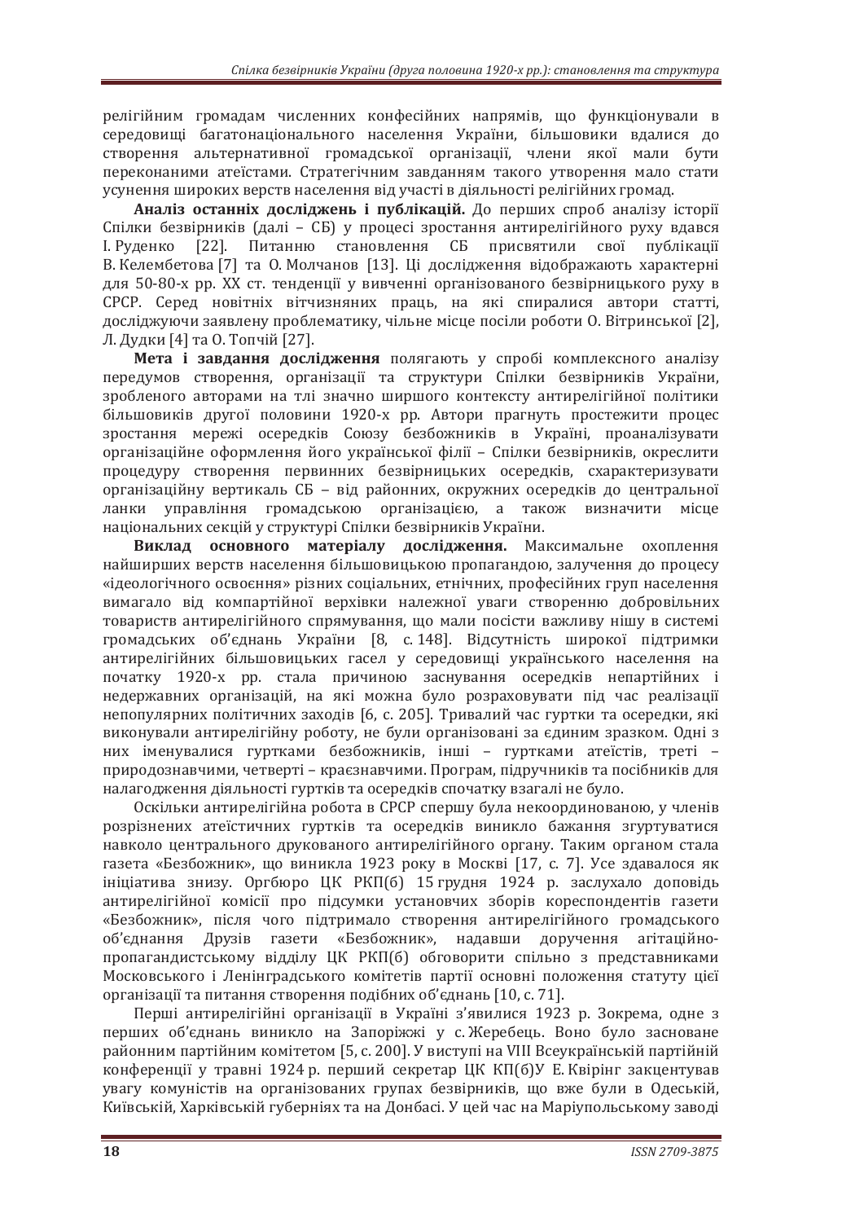релігійним громадам численних конфесійних напрямів, що функціонували в середовищі багатонаціонального населення України, більшовики вдалися до створення альтернативної громадської організації, члени якої мали бути переконаними атеїстами. Стратегічним завданням такого утворення мало стати усунення широких верств населення від участі в діяльності релігійних громад.

**Аналіз останніх досліджень і публікацій.** До перших спроб аналізу історії Спілки безвірників (далі – СБ) у процесі зростання антирелігійного руху вдався І. Руденко [22]. Питанню становлення СБ присвятили свої публікації В. Келембетова [7] та О. Молчанов [13]. Ці дослідження відображають характерні для 50-80-х рр. ХХ ст. тенденції у вивченні організованого безвірницького руху в СРСР. Серед новітніх вітчизняних праць, на які спиралися автори статті, досліджуючи заявлену проблематику, чільне місце посіли роботи О. Вітринської [2], Л. Дудки [4] та О. Топчій [27].

**Мета і завдання дослідження** полягають у спробі комплексного аналізу передумов створення, організації та структури Спілки безвірників України, зробленого авторами на тлі значно ширшого контексту антирелігійної політики більшовиків другої половини 1920-х рр. Автори прагнуть простежити процес зростання мережі осередків Союзу безбожників в Україні, проаналізувати організаційне оформлення його української філії – Спілки безвірників, окреслити процедуру створення первинних безвірницьких осередків, схарактеризувати організаційну вертикаль СБ – від районних, окружних осередків до центральної ланки управління громадською організацією, а також визначити місце національних секцій у структурі Спілки безвірників України.

**Виклад основного матеріалу дослідження.** Максимальне охоплення найширших верств населення більшовицькою пропагандою, залучення до процесу «ідеологічного освоєння» різних соціальних, етнічних, професійних груп населення вимагало від компартійної верхівки належної уваги створенню добровільних товариств антирелігійного спрямування, що мали посісти важливу нішу в системі громадських об'єднань України [8, с. 148]. Відсутність широкої підтримки антирелігійних більшовицьких гасел у середовищі українського населення на початку 1920-х рр. стала причиною заснування осередків непартійних і недержавних організацій, на які можна було розраховувати під час реалізації непопулярних політичних заходів [6, с. 205]. Тривалий час гуртки та осередки, які виконували антирелігійну роботу, не були організовані за єдиним зразком. Одні з них іменувалися гуртками безбожників, інші – гуртками атеїстів, треті – природознавчими, четверті – краєзнавчими. Програм, підручників та посібників для налагодження діяльності гуртків та осередків спочатку взагалі не було.

Оскільки антирелігійна робота в СРСР спершу була некоординованою, у членів розрізнених атеїстичних гуртків та осередків виникло бажання згуртуватися навколо центрального друкованого антирелігійного органу. Таким органом стала газета «Безбожник», що виникла 1923 року в Москві [17, с. 7]. Усе здавалося як ініціатива знизу. Оргбюро ЦК РКП(б) 15 грудня 1924 р. заслухало доповідь антирелігійної комісії про підсумки установчих зборів кореспондентів газети «Безбожник», після чого підтримало створення антирелігійного громадського об'єднання Друзів газети «Безбожник», надавши доручення агітаційно-пропагандистському відділу ЦК РКП(б) обговорити спільно з представниками Московського і Ленінградського комітетів партії основні положення статуту цієї організації та питання створення подібних об'єднань [10, с. 71].

Перші антирелігійні організації в Україні з'явилися 1923 р. Зокрема, одне з перших об'єднань виникло на Запоріжжі у с. Жеребець. Воно було засноване районним партійним комітетом [5, с. 200]. У виступі на VIII Всеукраїнській партійній конференції у травні 1924 р. перший секретар ЦК КП(б)У Е. Квірінг закцентував увагу комуністів на організованих групах безвірників, що вже були в Одеській, Київській, Харківській губерніях та на Донбасі. У цей час на Маріупольському заводі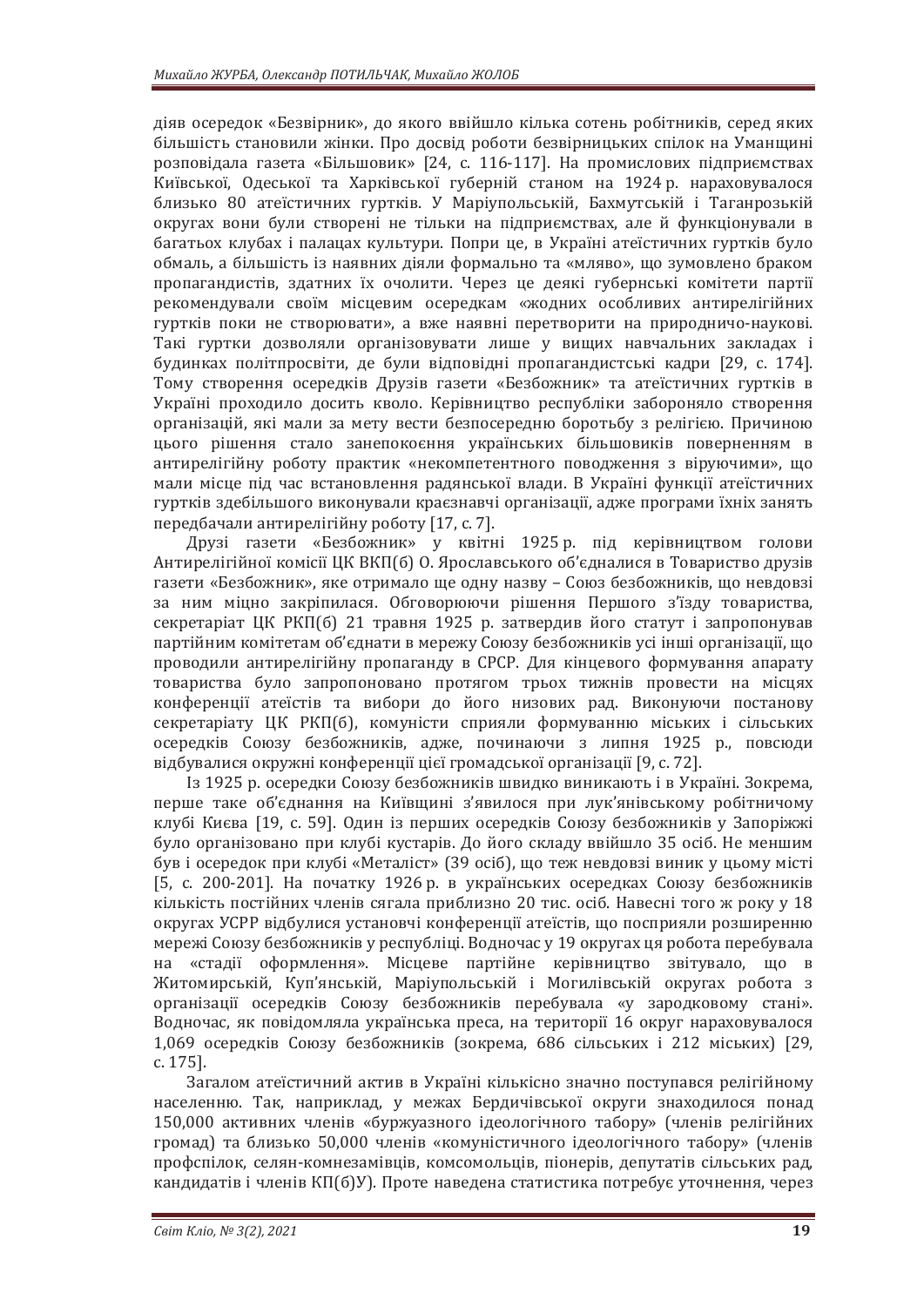діяв осередок «Безвірник», до якого ввійшло кілька сотень робітників, серед яких більшість становили жінки. Про досвід роботи безвірницьких спілок на Уманщині розповідала газета «Більшовик» [24, с. 116-117]. На промислових підприємствах Київської, Одеської та Харківської губерній станом на 1924 р. нараховувалося близько 80 атеїстичних гуртків. У Маріупольській, Бахмутській і Таганрозькій округах вони були створені не тільки на підприємствах, але й функціонували в багатьох клубах і палацах культури. Попри це, в Україні атеїстичних гуртків було обмаль, а більшість із наявних діяли формально та «мляво», що зумовлено браком пропагандистів, здатних їх очолити. Через це деякі губернські комітети партії рекомендували своїм місцевим осередкам «жодних особливих антирелігійних гуртків поки не створювати», а вже наявні перетворити на природничо-наукові. Такі гуртки дозволяли організовувати лише у вищих навчальних закладах і будинках політпросвіти, де були відповідні пропагандистські кадри [29, с. 174]. Тому створення осередків Друзів газети «Безбожник» та атеїстичних гуртків в Україні проходило досить кволо. Керівництво республіки забороняло створення організацій, які мали за мету вести безпосередню боротьбу з релігією. Причиною цього рішення стало занепокоєння українських більшовиків поверненням в антирелігійну роботу практик «некомпетентного поводження з віруючими», що мали місце під час встановлення радянської влади. В Україні функції атеїстичних гуртків здебільшого виконували краєзнавчі організації, адже програми їхніх занять передбачали антирелігійну роботу [17, с. 7].

Друзі газети «Безбожник» у квітні 1925 р. під керівництвом голови Антирелігійної комісії ЦК ВКП(б) О. Ярославського об'єдналися в Товариство друзів газети «Безбожник», яке отримало ще одну назву – Союз безбожників, що невдовзі за ним міцно закріпилася. Обговорюючи рішення Першого з'їзду товариства, секретаріат ЦК РКП(б) 21 травня 1925 р. затвердив його статут і запропонував партійним комітетам об'єднати в мережу Союзу безбожників усі інші організації, що проводили антирелігійну пропаганду в СРСР. Для кінцевого формування апарату товариства було запропоновано протягом трьох тижнів провести на місцях конференції атеїстів та вибори до його низових рад. Виконуючи постанову секретаріату ЦК РКП(б), комуністи сприяли формуванню міських і сільських осередків Союзу безбожників, адже, починаючи з липня 1925 р., повсюди відбувалися окружні конференції цієї громадської організації [9, с. 72].

Із 1925 р. осередки Союзу безбожників швидко виникають і в Україні. Зокрема, перше таке об'єднання на Київщині з'явилося при лук'янівському робітничому клубі Києва [19, с. 59]. Один із перших осередків Союзу безбожників у Запоріжжі було організовано при клубі кустарів. До його складу ввійшло 35 осіб. Не меншим був і осередок при клубі «Металіст» (39 осіб), що теж невдовзі виник у цьому місті [5, с. 200-201]. На початку 1926 р. в українських осередках Союзу безбожників кількість постійних членів сягала приблизно 20 тис. осіб. Навесні того ж року у 18 округах УСРР відбулися установчі конференції атеїстів, що посприяли розширенню мережі Союзу безбожників у республіці. Водночас у 19 округах ця робота перебувала на «стадії оформлення». Місцеве партійне керівництво звітувало, що в Житомирській, Куп'янській, Маріупольській і Могилівській округах робота з організації осередків Союзу безбожників перебувала «у зародковому стані». Водночас, як повідомляла українська преса, на території 16 округ нараховувалося 1,069 осередків Союзу безбожників (зокрема, 686 сільських і 212 міських) [29, с. 175].

Загалом атеїстичний актив в Україні кількісно значно поступався релігійному населенню. Так, наприклад, у межах Бердичівської округи знаходилося понад 150,000 активних членів «буржуазного ідеологічного табору» (членів релігійних громад) та близько 50,000 членів «комуністичного ідеологічного табору» (членів профспілок, селян-комнезамівців, комсомольців, піонерів, депутатів сільських рад, кандидатів і членів КП(б)У). Проте наведена статистика потребує уточнення, через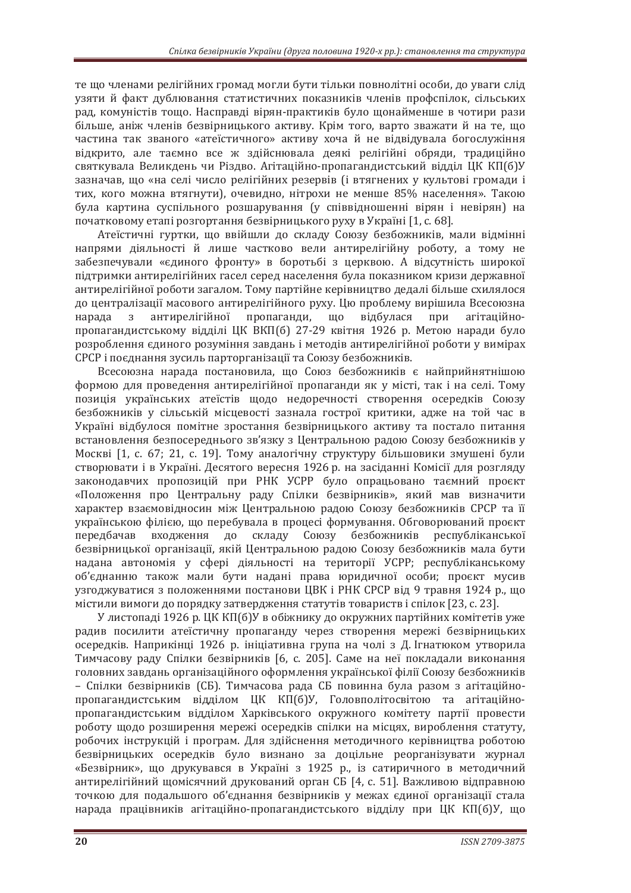те що членами релігійних громад могли бути тільки повнолітні особи, до уваги слід узяти й факт дублювання статистичних показників членів профспілок, сільських рад, комуністів тощо. Насправді вірян-практиків було щонайменше в чотири рази більше, аніж членів безвірницького активу. Крім того, варто зважати й на те, що частина так званого «атеїстичного» активу хоча й не відвідувала богослужіння відкрито, але таємно все ж здійснювала деякі релігійні обряди, традиційно святкувала Великдень чи Різдво. Агітаційно-пропагандистський відділ ЦК КП(б)У зазначав, що «на селі число релігійних резервів (і втягнених у культові громади і тих, кого можна втягнути), очевидно, нітрохи не менше 85% населення». Такою була картина суспільного розшарування (у співвідношенні вірян і невірян) на початковому етапі розгортання безвірницького руху в Україні [1, с. 68].

Атеїстичні гуртки, що ввійшли до складу Союзу безбожників, мали відмінні напрями діяльності й лише частково вели антирелігійну роботу, а тому не забезпечували «єдиного фронту» в боротьбі з церквою. А відсутність широкої підтримки антирелігійних гасел серед населення була показником кризи державної антирелігійної роботи загалом. Тому партійне керівництво дедалі більше схилялося до централізації масового антирелігійного руху. Цю проблему вирішила Всесоюзна нарада з антирелігійної пропаганди, що відбулася при агітаційно-пропагандистському відділі ЦК ВКП(б) 27-29 квітня 1926 р. Метою наради було розроблення єдиного розуміння завдань і методів антирелігійної роботи у вимірах СРСР і поєднання зусиль парторганізації та Союзу безбожників.

Всесоюзна нарада постановила, що Союз безбожників є найприйнятнішою формою для проведення антирелігійної пропаганди як у місті, так і на селі. Тому позиція українських атеїстів щодо недоречності створення осередків Союзу безбожників у сільській місцевості зазнала гострої критики, адже на той час в Україні відбулося помітне зростання безвірницького активу та постало питання встановлення безпосереднього зв'язку з Центральною радою Союзу безбожників у Москві [1, с. 67; 21, с. 19]. Тому аналогічну структуру більшовики змушені були створювати і в Україні. Десятого вересня 1926 р. на засіданні Комісії для розгляду законодавчих пропозицій при РНК УСРР було опрацьовано таємний проєкт «Положення про Центральну раду Спілки безвірників», який мав визначити характер взаємовідносин між Центральною радою Союзу безбожників СРСР та її українською філією, що перебувала в процесі формування. Обговорюваний проєкт передбачав входження до складу Союзу безбожників республіканської безвірницької організації, якій Центральною радою Союзу безбожників мала бути надана автономія у сфері діяльності на території УСРР; республіканському об'єднанню також мали бути надані права юридичної особи; проєкт мусив узгоджуватися з положеннями постанови ЦВК і РНК СРСР від 9 травня 1924 р., що містили вимоги до порядку затвердження статутів товариств і спілок [23, с. 23].

У листопаді 1926 р. ЦК КП(б)У в обіжнику до окружних партійних комітетів уже радив посилити атеїстичну пропаганду через створення мережі безвірницьких осередків. Наприкінці 1926 р. ініціативна група на чолі з Д. Ігнатюком утворила Тимчасову раду Спілки безвірників [6, с. 205]. Саме на неї покладали виконання головних завдань організаційного оформлення української філії Союзу безбожників – Спілки безвірників (СБ). Тимчасова рада СБ повинна була разом з агітаційно-пропагандистським відділом ЦК КП(б)У, Головполітосвітою та агітаційно-пропагандистським відділом Харківського окружного комітету партії провести роботу щодо розширення мережі осередків спілки на місцях, вироблення статуту, робочих інструкцій і програм. Для здійснення методичного керівництва роботою безвірницьких осередків було визнано за доцільне реорганізувати журнал «Безвірник», що друкувався в Україні з 1925 р., із сатиричного в методичний антирелігійний щомісячний друкований орган СБ [4, с. 51]. Важливою відправною точкою для подальшого об'єднання безвірників у межах єдиної організації стала нарада працівників агітаційно-пропагандистського відділу при ЦК КП(б)У, що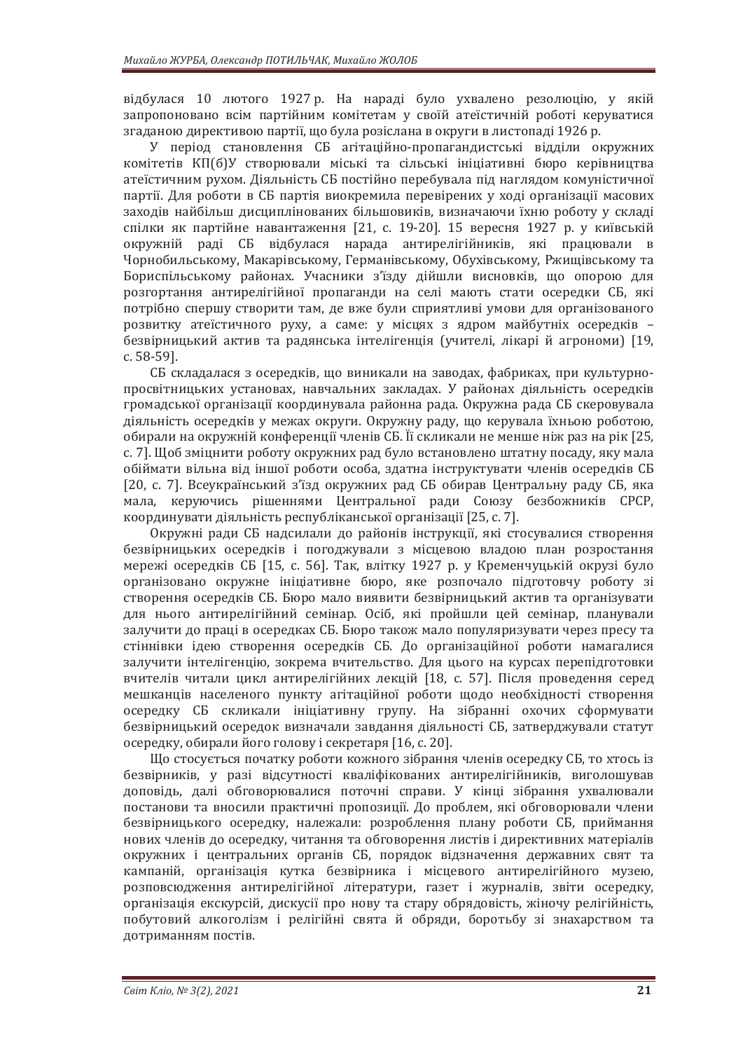відбулася 10 лютого 1927 р. На нараді було ухвалено резолюцію, у якій запропоновано всім партійним комітетам у своїй атеїстичній роботі керуватися згаданою директивою партії, що була розіслана в округи в листопаді 1926 р.

У період становлення СБ агітаційно-пропагандистські відділи окружних комітетів КП(б)У створювали міські та сільські ініціативні бюро керівництва атеїстичним рухом. Діяльність СБ постійно перебувала під наглядом комуністичної партії. Для роботи в СБ партія виокремила перевірених у ході організації масових заходів найбільш дисциплінованих більшовиків, визначаючи їхню роботу у складі спілки як партійне навантаження [21, с. 19-20]. 15 вересня 1927 р. у київській окружній раді СБ відбулася нарада антирелігійників, які працювали в Чорнобильському, Макарівському, Германівському, Обухівському, Ржищівському та Бориспільському районах. Учасники з'їзду дійшли висновків, що опорою для розгортання антирелігійної пропаганди на селі мають стати осередки СБ, які потрібно спершу створити там, де вже були сприятливі умови для організованого розвитку атеїстичного руху, а саме: у місцях з ядром майбутніх осередків – безвірницький актив та радянська інтелігенція (учителі, лікарі й агрономи) [19, с. 58-59].

СБ складалася з осередків, що виникали на заводах, фабриках, при культурно-просвітницьких установах, навчальних закладах. У районах діяльність осередків громадської організації координувала районна рада. Окружна рада СБ скеровувала діяльність осередків у межах округи. Окружну раду, що керувала їхньою роботою, обирали на окружній конференції членів СБ. Її скликали не менше ніж раз на рік [25, с. 7]. Щоб зміцнити роботу окружних рад було встановлено штатну посаду, яку мала обіймати вільна від іншої роботи особа, здатна інструктувати членів осередків СБ [20, с. 7]. Всеукраїнський з'їзд окружних рад СБ обирав Центральну раду СБ, яка мала, керуючись рішеннями Центральної ради Союзу безбожників СРСР, координувати діяльність республіканської організації [25, с. 7].

Окружні ради СБ надсилали до районів інструкції, які стосувалися створення безвірницьких осередків і погоджували з місцевою владою план розростання мережі осередків СБ [15, с. 56]. Так, влітку 1927 р. у Кременчуцькій окрузі було організовано окружне ініціативне бюро, яке розпочало підготовчу роботу зі створення осередків СБ. Бюро мало виявити безвірницький актив та організувати для нього антирелігійний семінар. Осіб, які пройшли цей семінар, планували залучити до праці в осередках СБ. Бюро також мало популяризувати через пресу та стіннівки ідею створення осередків СБ. До організаційної роботи намагалися залучити інтелігенцію, зокрема вчительство. Для цього на курсах перепідготовки вчителів читали цикл антирелігійних лекцій [18, с. 57]. Після проведення серед мешканців населеного пункту агітаційної роботи щодо необхідності створення осередку СБ скликали ініціативну групу. На зібранні охочих сформувати безвірницький осередок визначали завдання діяльності СБ, затверджували статут осередку, обирали його голову і секретаря [16, с. 20].

Що стосується початку роботи кожного зібрання членів осередку СБ, то хтось із безвірників, у разі відсутності кваліфікованих антирелігійників, виголошував доповідь, далі обговорювалися поточні справи. У кінці зібрання ухвалювали постанови та вносили практичні пропозиції. До проблем, які обговорювали члени безвірницького осередку, належали: розроблення плану роботи СБ, приймання нових членів до осередку, читання та обговорення листів і директивних матеріалів окружних і центральних органів СБ, порядок відзначення державних свят та кампаній, організація кутка безвірника і місцевого антирелігійного музею, розповсюдження антирелігійної літератури, газет і журналів, звіти осередку, організація екскурсій, дискусії про нову та стару обрядовість, жіночу релігійність, побутовий алкоголізм і релігійні свята й обряди, боротьбу зі знахарством та дотриманням постів.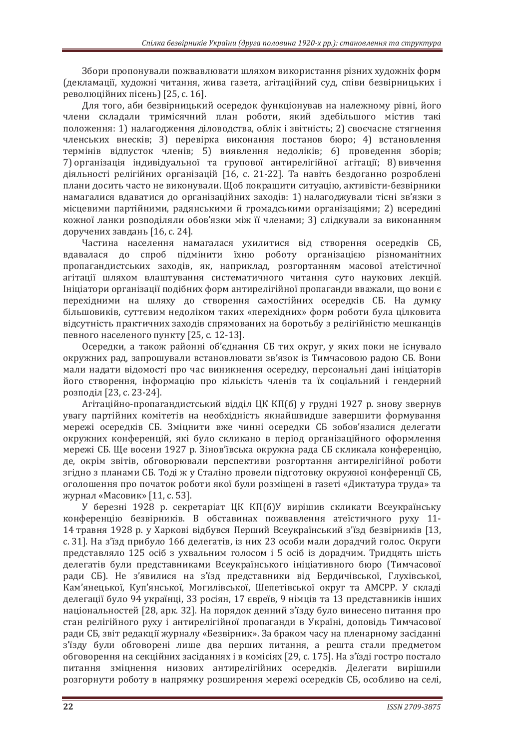Збори пропонували пожвавлювати шляхом використання різних художніх форм (декламації, художні читання, жива газета, агітаційний суд, співи безвірницьких і революційних пісень) [25, с. 16].

Для того, аби безвірницький осередок функціонував на належному рівні, його члени складали тримісячний план роботи, який здебільшого містив такі положення: 1) налагодження діловодства, облік і звітність; 2) своєчасне стягнення членських внесків; 3) перевірка виконання постанов бюро; 4) встановлення термінів відпусток членів; 5) виявлення недоліків; 6) проведення зборів; 7) організація індивідуальної та групової антирелігійної агітації; 8) вивчення діяльності релігійних організацій [16, с. 21-22]. Та навіть бездоганно розроблені плани досить часто не виконували. Щоб покращити ситуацію, активісти-безвірники намагалися вдаватися до організаційних заходів: 1) налагоджували тісні зв'язки з місцевими партійними, радянськими й громадськими організаціями; 2) всередині кожної ланки розподіляли обов'язки між її членами; 3) слідкували за виконанням доручених завдань [16, с. 24].

Частина населення намагалася ухилитися від створення осередків СБ, вдавалася до спроб підмінити їхню роботу організацією різноманітних пропагандистських заходів, як, наприклад, розгортанням масової атеїстичної агітації шляхом влаштування систематичного читання суто наукових лекцій. Ініціатори організації подібних форм антирелігійної пропаганди вважали, що вони є перехідними на шляху до створення самостійних осередків СБ. На думку більшовиків, суттєвим недоліком таких «перехідних» форм роботи була цілковита відсутність практичних заходів спрямованих на боротьбу з релігійністю мешканців певного населеного пункту [25, с. 12-13].

Осередки, а також районні об'єднання СБ тих округ, у яких поки не існувало окружних рад, запрошували встановлювати зв'язок із Тимчасовою радою СБ. Вони мали надати відомості про час виникнення осередку, персональні дані ініціаторів його створення, інформацію про кількість членів та їх соціальний і гендерний розподіл [23, с. 23-24].

Агітаційно-пропагандистський відділ ЦК КП(б) у грудні 1927 р. знову звернув увагу партійних комітетів на необхідність якнайшвидше завершити формування мережі осередків СБ. Зміцнити вже чинні осередки СБ зобов'язалися делегати окружних конференцій, які було скликано в період організаційного оформлення мережі СБ. Ще восени 1927 р. Зінов'ївська окружна рада СБ скликала конференцію, де, окрім звітів, обговорювали перспективи розгортання антирелігійної роботи згідно з планами СБ. Тоді ж у Сталіно провели підготовку окружної конференції СБ, оголошення про початок роботи якої були розміщені в газеті «Диктатура труда» та журнал «Масовик» [11, с. 53].

У березні 1928 р. секретаріат ЦК КП(б)У вирішив скликати Всеукраїнську конференцію безвірників. В обставинах пожвавлення атеїстичного руху 11-14 травня 1928 р. у Харкові відбувся Перший Всеукраїнський з'їзд безвірників [13, с. 31]. На з'їзд прибуло 166 делегатів, із них 23 особи мали дорадчий голос. Округи представляло 125 осіб з ухвальним голосом і 5 осіб із дорадчим. Тридцять шість делегатів були представниками Всеукраїнського ініціативного бюро (Тимчасової ради СБ). Не з'явилися на з'їзд представники від Бердичівської, Глухівської, Кам'янецької, Куп'янської, Могилівської, Шепетівської округ та АМСРР. У складі делегації було 94 українці, 33 росіян, 17 євреїв, 9 німців та 13 представників інших національностей [28, арк. 32]. На порядок денний з'їзду було винесено питання про стан релігійного руху і антирелігійної пропаганди в Україні, доповідь Тимчасової ради СБ, звіт редакції журналу «Безвірник». За браком часу на пленарному засіданні з'їзду були обговорені лише два перших питання, а решта стали предметом обговорення на секційних засіданнях і в комісіях [29, с. 175]. На з'їзді гостро постало питання зміцнення низових антирелігійних осередків. Делегати вирішили розгорнути роботу в напрямку розширення мережі осередків СБ, особливо на селі,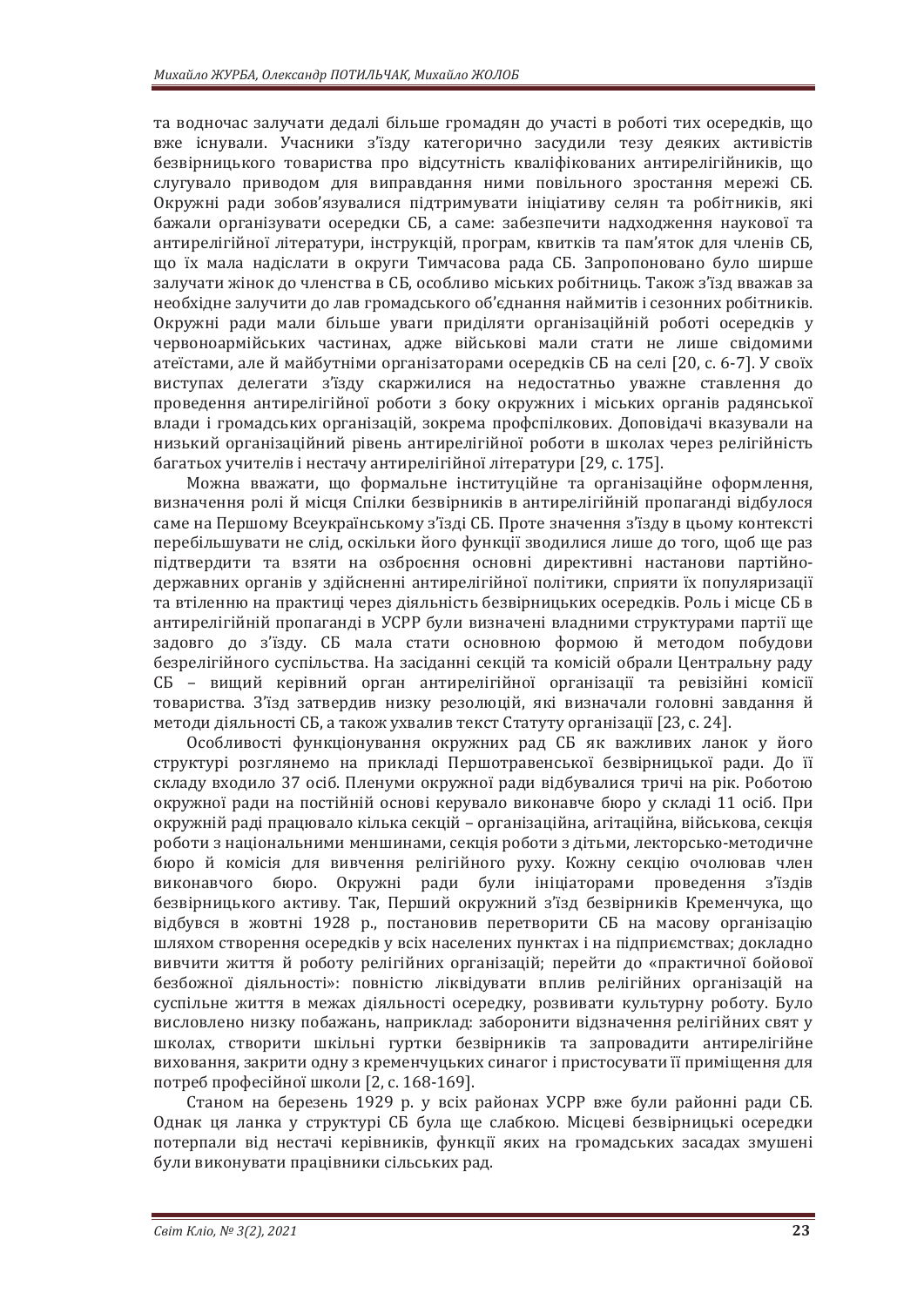та водночас залучати дедалі більше громадян до участі в роботі тих осередків, що вже існували. Учасники з'їзду категорично засудили тезу деяких активістів безвірницького товариства про відсутність кваліфікованих антирелігійників, що слугувало приводом для виправдання ними повільного зростання мережі СБ. Окружні ради зобов'язувалися підтримувати ініціативу селян та робітників, які бажали організувати осередки СБ, а саме: забезпечити надходження наукової та антирелігійної літератури, інструкцій, програм, квитків та пам'яток для членів СБ, що їх мала надіслати в округи Тимчасова рада СБ. Запропоновано було ширше залучати жінок до членства в СБ, особливо міських робітниць. Також з'їзд вважав за необхідне залучити до лав громадського об'єднання наймитів і сезонних робітників. Окружні ради мали більше уваги приділяти організаційній роботі осередків у червоноармійських частинах, адже військові мали стати не лише свідомими атеїстами, але й майбутніми організаторами осередків СБ на селі [20, с. 6-7]. У своїх виступах делегати з'їзду скаржилися на недостатньо уважне ставлення до проведення антирелігійної роботи з боку окружних і міських органів радянської влади і громадських організацій, зокрема профспілкових. Доповідачі вказували на низький організаційний рівень антирелігійної роботи в школах через релігійність багатьох учителів і нестачу антирелігійної літератури [29, с. 175].

Можна вважати, що формальне інституційне та організаційне оформлення, визначення ролі й місця Спілки безвірників в антирелігійній пропаганді відбулося саме на Першому Всеукраїнському з'їзді СБ. Проте значення з'їзду в цьому контексті перебільшувати не слід, оскільки його функції зводилися лише до того, щоб ще раз підтвердити та взяти на озброєння основні директивні настанови партійно-державних органів у здійсненні антирелігійної політики, сприяти їх популяризації та втіленню на практиці через діяльність безвірницьких осередків. Роль і місце СБ в антирелігійній пропаганді в УСРР були визначені владними структурами партії ще задовго до з'їзду. СБ мала стати основною формою й методом побудови безрелігійного суспільства. На засіданні секцій та комісій обрали Центральну раду СБ – вищий керівний орган антирелігійної організації та ревізійні комісії товариства. З'їзд затвердив низку резолюцій, які визначали головні завдання й методи діяльності СБ, а також ухвалив текст Статуту організації [23, с. 24].

Особливості функціонування окружних рад СБ як важливих ланок у його структурі розглянемо на прикладі Першотравенської безвірницької ради. До її складу входило 37 осіб. Пленуми окружної ради відбувалися тричі на рік. Роботою окружної ради на постійній основі керувало виконавче бюро у складі 11 осіб. При окружній раді працювало кілька секцій – організаційна, агітаційна, військова, секція роботи з національними меншинами, секція роботи з дітьми, лекторсько-методичне бюро й комісія для вивчення релігійного руху. Кожну секцію очолював член виконавчого бюро. Окружні ради були ініціаторами проведення з'їздів безвірницького активу. Так, Перший окружний з'їзд безвірників Кременчука, що відбувся в жовтні 1928 р., постановив перетворити СБ на масову організацію шляхом створення осередків у всіх населених пунктах і на підприємствах; докладно вивчити життя й роботу релігійних організацій; перейти до «практичної бойової безбожної діяльності»: повністю ліквідувати вплив релігійних організацій на суспільне життя в межах діяльності осередку, розвивати культурну роботу. Було висловлено низку побажань, наприклад: заборонити відзначення релігійних свят у школах, створити шкільні гуртки безвірників та запровадити антирелігійне виховання, закрити одну з кременчуцьких синагог і пристосувати її приміщення для потреб професійної школи [2, с. 168-169].

Станом на березень 1929 р. у всіх районах УСРР вже були районні ради СБ. Однак ця ланка у структурі СБ була ще слабкою. Місцеві безвірницькі осередки потерпали від нестачі керівників, функції яких на громадських засадах змушені були виконувати працівники сільських рад.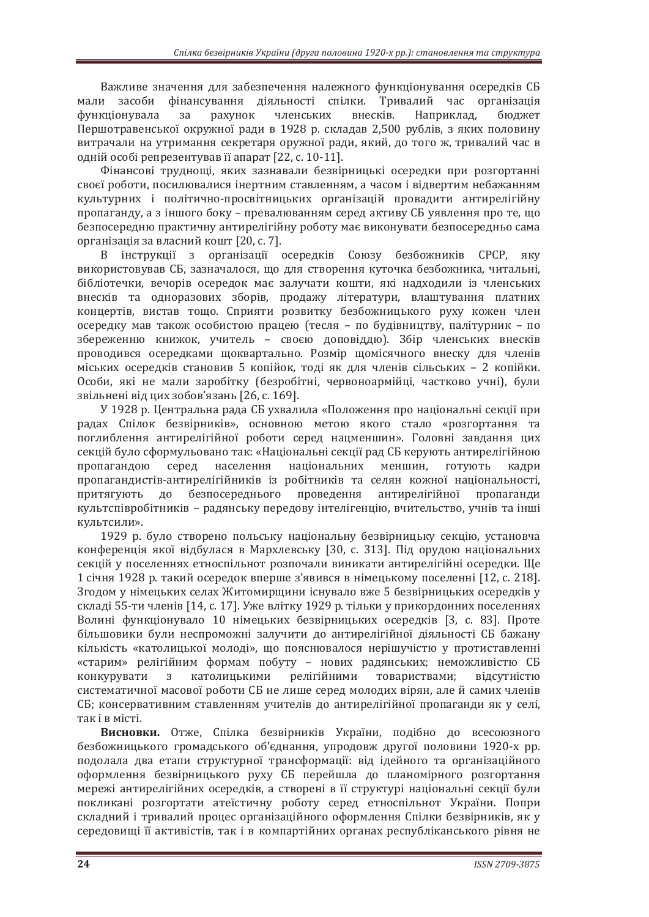Важливе значення для забезпечення належного функціонування осередків СБ мали засоби фінансування діяльності спілки. Тривалий час організація функціонувала за рахунок членських внесків. Наприклад, бюджет Першотравенської окружної ради в 1928 р. складав 2,500 рублів, з яких половину витрачали на утримання секретаря оружної ради, який, до того ж, тривалий час в одній особі репрезентував її апарат [22, с. 10-11].

Фінансові труднощі, яких зазнавали безвірницькі осередки при розгортанні своєї роботи, посилювалися інертним ставленням, а часом і відвертим небажанням культурних і політично-просвітницьких організацій провадити антирелігійну пропаганду, а з іншого боку – превалюванням серед активу СБ уявлення про те, що безпосередню практичну антирелігійну роботу має виконувати безпосередньо сама організація за власний кошт [20, с. 7].

В інструкції з організації осередків Союзу безбожників СРСР, яку використовував СБ, зазначалося, що для створення куточка безбожника, читальні, бібліотечки, вечорів осередок має залучати кошти, які надходили із членських внесків та одноразових зборів, продажу літератури, влаштування платних концертів, вистав тощо. Сприяти розвитку безбожницького руху кожен член осередку мав також особистою працею (тесля – по будівництву, палітурник – по збереженню книжок, учитель – своєю доповіддю). Збір членських внесків проводився осередками щоквартально. Розмір щомісячного внеску для членів міських осередків становив 5 копійок, тоді як для членів сільських – 2 копійки. Особи, які не мали заробітку (безробітні, червоноармійці, частково учні), були звільнені від цих зобов'язань [26, с. 169].

У 1928 р. Центральна рада СБ ухвалила «Положення про національні секції при радах Спілок безвірників», основною метою якого стало «розгортання та поглиблення антирелігійної роботи серед нацменшин». Головні завдання цих секцій було сформульовано так: «Національні секції рад СБ керують антирелігійною пропагандою серед населення національних меншин, готують кадри пропагандистів-антирелігійників із робітників та селян кожної національності, притягують до безпосереднього проведення антирелігійної пропаганди культспівробітників – радянську передову інтелігенцію, вчительство, учнів та інші культсили».

1929 р. було створено польську національну безвірницьку секцію, установча конференція якої відбулася в Мархлевську [30, с. 313]. Під орудою національних секцій у поселеннях етноспільнот розпочали виникати антирелігійні осередки. Ще 1 січня 1928 р. такий осередок вперше з'явився в німецькому поселенні [12, с. 218]. Згодом у німецьких селах Житомирщини існувало вже 5 безвірницьких осередків у складі 55-ти членів [14, с. 17]. Уже влітку 1929 р. тільки у прикордонних поселеннях Волині функціонувало 10 німецьких безвірницьких осередків [3, с. 83]. Проте більшовики були неспроможні залучити до антирелігійної діяльності СБ бажану кількість «католицької молоді», що пояснювалося нерішучістю у протиставленні «старим» релігійним формам побуту – нових радянських; неможливістю СБ конкурувати з католицькими релігійними товариствами; відсутністю систематичної масової роботи СБ не лише серед молодих вірян, але й самих членів СБ; консервативним ставленням учителів до антирелігійної пропаганди як у селі, так і в місті.

**Висновки.** Отже, Спілка безвірників України, подібно до всесоюзного безбожницького громадського об'єднання, упродовж другої половини 1920-х рр. подолала два етапи структурної трансформації: від ідейного та організаційного оформлення безвірницького руху СБ перейшла до планомірного розгортання мережі антирелігійних осередків, а створені в її структурі національні секції були покликані розгортати атеїстичну роботу серед етноспільнот України. Попри складний і тривалий процес організаційного оформлення Спілки безвірників, як у середовищі її активістів, так і в компартійних органах республіканського рівня не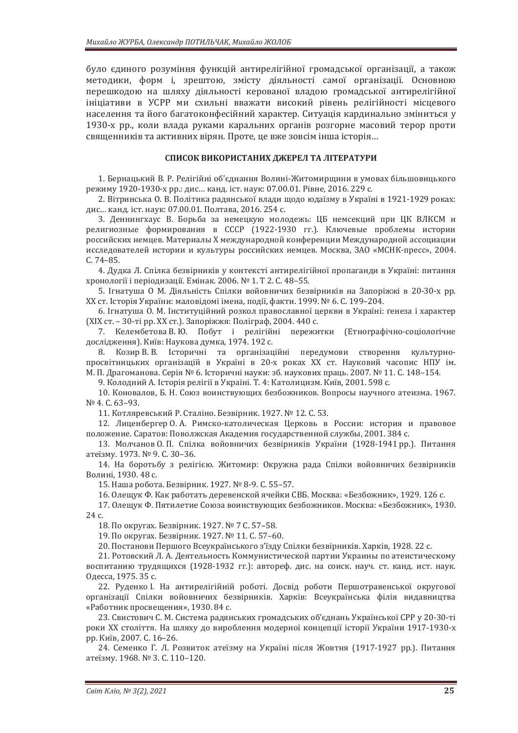було єдиного розуміння функцій антирелігійної громадської організації, а також методики, форм і, зрештою, змісту діяльності самої організації. Основною перешкодою на шляху діяльності керованої владою громадської антирелігійної ініціативи в УСРР ми схильні вважати високий рівень релігійності місцевого населення та його багатоконфесійний характер. Ситуація кардинально зміниться у 1930-х рр., коли влада руками каральних органів розгорне масовий терор проти священників та активних вірян. Проте, це вже зовсім інша історія…

## СПИСОК ВИКОРИСТАНИХ ДЖЕРЕЛ ТА ЛІТЕРАТУРИ

1. Бернацький В. Р. Релігійні об'єднання Волині-Житомирщини в умовах більшовицького режиму 1920-1930-х рр.: дис… канд. іст. наук: 07.00.01. Рівне, 2016. 229 с.
2. Вітринська О. В. Політика радянської влади щодо юдаїзму в Україні в 1921-1929 роках: дис… канд. іст. наук: 07.00.01. Полтава, 2016. 254 с.
3. Деннингхаус В. Борьба за немецкую молодежь: ЦБ немсекций при ЦК ВЛКСМ и религиозные формирования в СССР (1922-1930 гг.). Ключевые проблемы истории российских немцев. Материалы X международной конференции Международной ассоциации исследователей истории и культуры российских немцев. Москва, ЗАО «МСНК-пресс», 2004. С. 74–85.
4. Дудка Л. Спілка безвірників у контексті антирелігійної пропаганди в Україні: питання хронології і періодизації. Емінак. 2006. № 1. Т 2. С. 48–55.
5. Ігнатуша О М. Діяльність Спілки войовничих безвірників на Запоріжжі в 20-30-х рр. XX ст. Історія України: маловідомі імена, події, факти. 1999. № 6. С. 199–204.
6. Ігнатуша О. М. Інституційний розкол православної церкви в Україні: ґенеза і характер (XIX ст. – 30-ті рр. XX ст.). Запоріжжя: Поліграф, 2004. 440 с.
7. Келембетова В. Ю. Побут і релігійні пережитки (Етнографічно-соціологічне дослідження). Київ: Наукова думка, 1974. 192 с.
8. Козир В. В. Історичні та організаційні передумови створення культурно-просвітницьких організацій в Україні в 20-х роках XX ст. Науковий часопис НПУ ім. М. П. Драгоманова. Серія № 6. Історичні науки: зб. наукових праць. 2007. № 11. С. 148–154.
9. Колодний А. Історія релігії в Україні. Т. 4: Католицизм. Київ, 2001. 598 с.
10. Коновалов, Б. Н. Союз воинствующих безбожников. Вопросы научного атеизма. 1967. № 4. С. 63–93.
11. Котляревський Р. Сталіно. Безвірник. 1927. № 12. С. 53.
12. Лиценбергер О. А. Римско-католическая Церковь в России: история и правовое положение. Саратов: Поволжская Академия государственной службы, 2001. 384 с.
13. Молчанов О. П. Спілка войовничих безвірників України (1928-1941 рр.). Питання атеїзму. 1973. № 9. С. 30–36.
14. На боротьбу з релігією. Житомир: Окружна рада Спілки войовничих безвірників Волині, 1930. 48 с.
15. Наша робота. Безвірник. 1927. № 8-9. С. 55–57.
16. Олещук Ф. Как работать деревенской ячейки СВБ. Москва: «Безбожник», 1929. 126 с.
17. Олещук Ф. Пятилетие Союза воинствующих безбожников. Москва: «Безбожник», 1930. 24 с.
18. По округах. Безвірник. 1927. № 7 С. 57–58.
19. По округах. Безвірник. 1927. № 11. С. 57–60.
20. Постанови Першого Всеукраїнського з'їзду Спілки безвірників. Харків, 1928. 22 с.
21. Ротовский Л. А. Деятельность Коммунистической партии Украины по атеистическому воспитанию трудящихся (1928-1932 гг.): автореф. дис. на соиск. науч. ст. канд. ист. наук. Одесса, 1975. 35 с.
22. Руденко І. На антирелігійній роботі. Досвід роботи Першотравенської округової організації Спілки войовничих безвірників. Харків: Всеукраїнська філія видавництва «Работник просвещения», 1930. 84 с.
23. Свистович С. М. Система радянських громадських об'єднань Української СРР у 20-30-ті роки XX століття. На шляху до вироблення модерної концепції історії України 1917-1930-х рр. Київ, 2007. С. 16–26.
24. Семенко Г. Л. Розвиток атеїзму на Україні після Жовтня (1917-1927 рр.). Питання атеїзму. 1968. № 3. С. 110–120.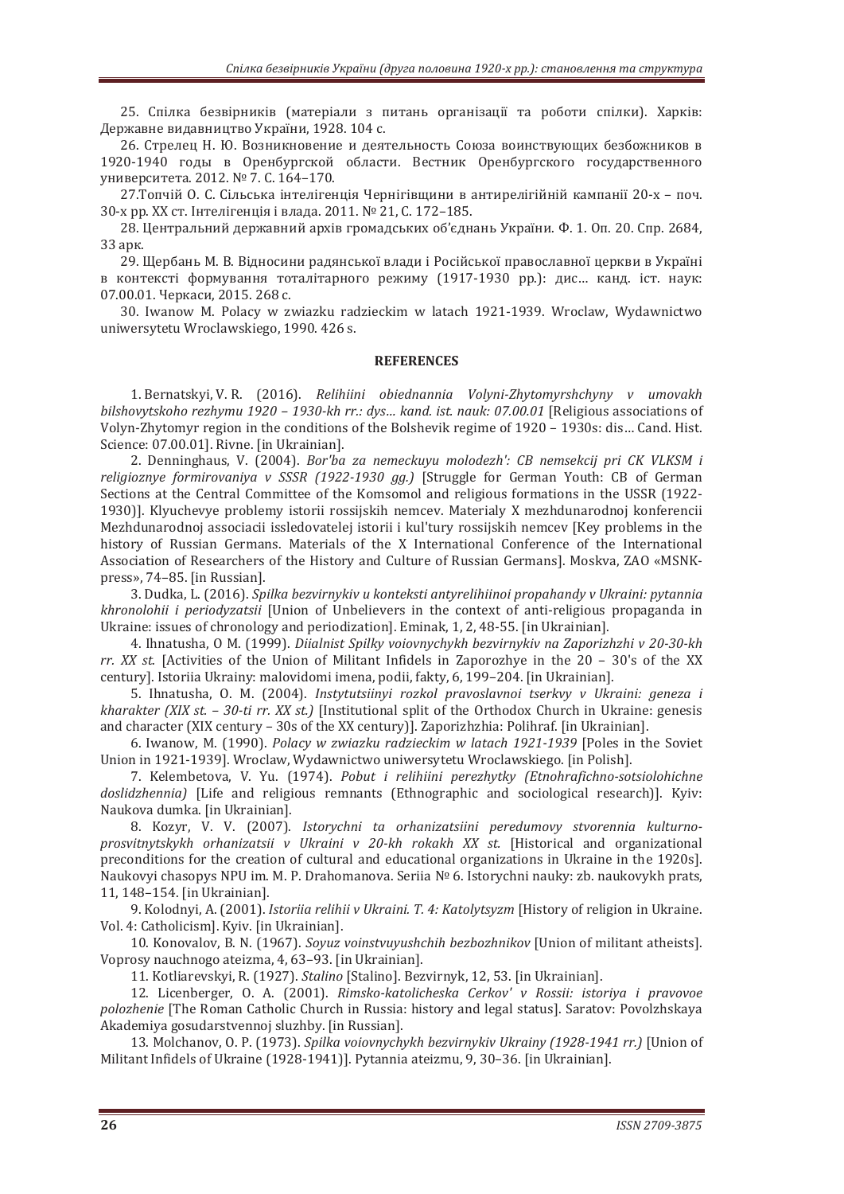25. Спілка безвірників (матеріали з питань організації та роботи спілки). Харків: Державне видавництво України, 1928. 104 с.

26. Стрелец Н. Ю. Возникновение и деятельность Союза воинствующих безбожников в 1920-1940 годы в Оренбургской области. Вестник Оренбургского государственного университета. 2012. № 7. С. 164–170.

27.Топчій О. С. Сільська інтелігенція Чернігівщини в антирелігійній кампанії 20-х – поч. 30-х рр. XX ст. Інтелігенція і влада. 2011. № 21, С. 172–185.

28. Центральний державний архів громадських об'єднань України. Ф. 1. Оп. 20. Спр. 2684, 33 арк.

29. Щербань М. В. Відносини радянської влади і Російської православної церкви в Україні в контексті формування тоталітарного режиму (1917-1930 рр.): дис… канд. іст. наук: 07.00.01. Черкаси, 2015. 268 с.

30. Iwanow M. Polacy w zwiazku radzieckim w latach 1921-1939. Wroclaw, Wydawnictwo uniwersytetu Wroclawskiego, 1990. 426 s.

## REFERENCES

1. Bernatskyi, V. R. (2016). *Relihiini obiednannia Volyni-Zhytomyrshchyny v umovakh bilshovytskoho rezhymu 1920 – 1930-kh rr.: dys… kand. ist. nauk: 07.00.01* [Religious associations of Volyn-Zhytomyr region in the conditions of the Bolshevik regime of 1920 – 1930s: dis… Cand. Hist. Science: 07.00.01]. Rivne. [in Ukrainian].

2. Denninghaus, V. (2004). *Bor'ba za nemeckuyu molodezh': CB nemsekcij pri CK VLKSM i religioznye formirovaniya v SSSR (1922-1930 gg.)* [Struggle for German Youth: CB of German Sections at the Central Committee of the Komsomol and religious formations in the USSR (1922-1930)]. Klyuchevye problemy istorii rossijskih nemcev. Materialy X mezhdunarodnoj konferencii Mezhdunarodnoj associacii issledovatelej istorii i kul'tury rossijskih nemcev [Key problems in the history of Russian Germans. Materials of the X International Conference of the International Association of Researchers of the History and Culture of Russian Germans]. Moskva, ZAO «MSNK-press», 74–85. [in Russian].

3. Dudka, L. (2016). *Spilka bezvirnykiv u konteksti antyrelihiinoi propahandy v Ukraini: pytannia khronolohii i periodyzatsii* [Union of Unbelievers in the context of anti-religious propaganda in Ukraine: issues of chronology and periodization]. Eminak, 1, 2, 48-55. [in Ukrainian].

4. Ihnatusha, O M. (1999). *Diialnist Spilky voiovnychykh bezvirnykiv na Zaporizhzhi v 20-30-kh rr. XX st*. [Activities of the Union of Militant Infidels in Zaporozhye in the 20 – 30's of the XX century]. Istoriia Ukrainy: malovidomi imena, podii, fakty, 6, 199–204. [in Ukrainian].

5. Ihnatusha, O. M. (2004). *Instytutsiinyi rozkol pravoslavnoi tserkvy v Ukraini: geneza i kharakter (XIX st. – 30-ti rr. XX st.)* [Institutional split of the Orthodox Church in Ukraine: genesis and character (XIX century – 30s of the XX century)]. Zaporizhzhia: Polihraf. [in Ukrainian].

6. Iwanow, M. (1990). *Polacy w zwiazku radzieckim w latach 1921-1939* [Poles in the Soviet Union in 1921-1939]. Wroclaw, Wydawnictwo uniwersytetu Wroclawskiego. [in Polish].

7. Kelembetova, V. Yu. (1974). *Pobut i relihiini perezhytky (Etnohrafichno-sotsiolohichne doslidzhennia)* [Life and religious remnants (Ethnographic and sociological research)]. Kyiv: Naukova dumka. [in Ukrainian].

8. Kozyr, V. V. (2007). *Istorychni ta orhanizatsiini peredumovy stvorennia kulturno-prosvitnytskykh orhanizatsii v Ukraini v 20-kh rokakh XX st.* [Historical and organizational preconditions for the creation of cultural and educational organizations in Ukraine in the 1920s]. Naukovyi chasopys NPU im. M. P. Drahomanova. Seriia № 6. Istorychni nauky: zb. naukovykh prats, 11, 148–154. [in Ukrainian].

9. Kolodnyi, A. (2001). *Istoriia relihii v Ukraini. T. 4: Katolytsyzm* [History of religion in Ukraine. Vol. 4: Catholicism]. Kyiv. [in Ukrainian].

10. Konovalov, B. N. (1967). *Soyuz voinstvuyushchih bezbozhnikov* [Union of militant atheists]. Voprosy nauchnogo ateizma, 4, 63–93. [in Ukrainian].

11. Kotliarevskyi, R. (1927). *Stalino* [Stalino]. Bezvirnyk, 12, 53. [in Ukrainian].

12. Licenberger, O. A. (2001). *Rimsko-katolicheska Cerkov' v Rossii: istoriya i pravovoe polozhenie* [The Roman Catholic Church in Russia: history and legal status]. Saratov: Povolzhskaya Akademiya gosudarstvennoj sluzhby. [in Russian].

13. Molchanov, O. P. (1973). *Spilka voiovnychykh bezvirnykiv Ukrainy (1928-1941 rr.)* [Union of Militant Infidels of Ukraine (1928-1941)]. Pytannia ateizmu, 9, 30–36. [in Ukrainian].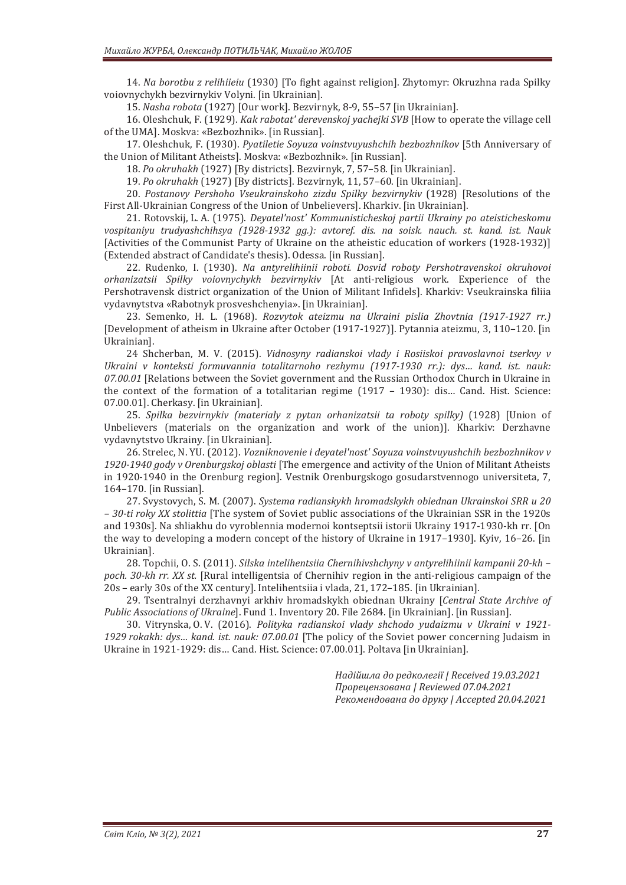14. *Na borotbu z relihiieu* (1930) [To fight against religion]. Zhytomyr: Okruzhna rada Spilky voiovnychykh bezvirnykiv Volyni. [in Ukrainian].

15. *Nasha robota* (1927) [Our work]. Bezvirnyk, 8-9, 55–57 [in Ukrainian].

16. Oleshchuk, F. (1929). *Kak rabotat' derevenskoj yachejki SVB* [How to operate the village cell of the UMA]. Moskva: «Bezbozhnik». [in Russian].

17. Oleshchuk, F. (1930). *Pyatiletie Soyuza voinstvuyushchih bezbozhnikov* [5th Anniversary of the Union of Militant Atheists]. Moskva: «Bezbozhnik». [in Russian].

18. *Po okruhakh* (1927) [By districts]. Bezvirnyk, 7, 57–58. [in Ukrainian].

19. *Po okruhakh* (1927) [By districts]. Bezvirnyk, 11, 57–60. [in Ukrainian].

20. *Postanovy Pershoho Vseukrainskoho zizdu Spilky bezvirnykiv* (1928) [Resolutions of the First All-Ukrainian Congress of the Union of Unbelievers]. Kharkiv. [in Ukrainian].

21. Rotovskij, L. A. (1975). *Deyatel'nost' Kommunisticheskoj partii Ukrainy po ateisticheskomu vospitaniyu trudyashchihsya (1928-1932 gg.): avtoref. dis. na soisk. nauch. st. kand. ist. Nauk* [Activities of the Communist Party of Ukraine on the atheistic education of workers (1928-1932)] (Extended abstract of Candidate's thesis). Odessa. [in Russian].

22. Rudenko, I. (1930). *Na antyrelihiinii roboti. Dosvid roboty Pershotravenskoi okruhovoi orhanizatsii Spilky voiovnychykh bezvirnykiv* [At anti-religious work. Experience of the Pershotravensk district organization of the Union of Militant Infidels]. Kharkiv: Vseukrainska filiia vydavnytstva «Rabotnyk prosveshchenyia». [in Ukrainian].

23. Semenko, H. L. (1968). *Rozvytok ateizmu na Ukraini pislia Zhovtnia (1917-1927 rr.)* [Development of atheism in Ukraine after October (1917-1927)]. Pytannia ateizmu, 3, 110–120. [in Ukrainian].

24 Shcherban, M. V. (2015). *Vidnosyny radianskoi vlady i Rosiiskoi pravoslavnoi tserkvy v Ukraini v konteksti formuvannia totalitarnoho rezhymu (1917-1930 rr.): dys… kand. ist. nauk: 07.00.01* [Relations between the Soviet government and the Russian Orthodox Church in Ukraine in the context of the formation of a totalitarian regime (1917 – 1930): dis… Cand. Hist. Science: 07.00.01]. Cherkasy. [in Ukrainian].

25. *Spilka bezvirnykiv (materialy z pytan orhanizatsii ta roboty spilky)* (1928) [Union of Unbelievers (materials on the organization and work of the union)]. Kharkiv: Derzhavne vydavnytstvo Ukrainy. [in Ukrainian].

26. Strelec, N. YU. (2012). *Vozniknovenie i deyatel'nost' Soyuza voinstvuyushchih bezbozhnikov v 1920-1940 gody v Orenburgskoj oblasti* [The emergence and activity of the Union of Militant Atheists in 1920-1940 in the Orenburg region]. Vestnik Orenburgskogo gosudarstvennogo universiteta, 7, 164–170. [in Russian].

27. Svystovych, S. M. (2007). *Systema radianskykh hromadskykh obiednan Ukrainskoi SRR u 20 – 30-ti roky XX stolittia* [The system of Soviet public associations of the Ukrainian SSR in the 1920s and 1930s]. Na shliakhu do vyroblennia modernoi kontseptsii istorii Ukrainy 1917-1930-kh rr. [On the way to developing a modern concept of the history of Ukraine in 1917–1930]. Kyiv, 16–26. [in Ukrainian].

28. Topchii, O. S. (2011). *Silska intelihentsiia Chernihivshchyny v antyrelihiinii kampanii 20-kh – poch. 30-kh rr. XX st.* [Rural intelligentsia of Chernihiv region in the anti-religious campaign of the 20s – early 30s of the XX century]. Intelihentsiia i vlada, 21, 172–185. [in Ukrainian].

29. Tsentralnyi derzhavnyi arkhiv hromadskykh obiednan Ukrainy [*Central State Archive of Public Associations of Ukraine*]. Fund 1. Inventory 20. File 2684. [in Ukrainian]. [in Russian].

30. Vitrynska, O. V. (2016). *Polityka radianskoi vlady shchodo yudaizmu v Ukraini v 1921-1929 rokakh: dys… kand. ist. nauk: 07.00.01* [The policy of the Soviet power concerning Judaism in Ukraine in 1921-1929: dis… Cand. Hist. Science: 07.00.01]. Poltava [in Ukrainian].

*Надійшла до редколегії | Received 19.03.2021*
*Прорецензована | Reviewed 07.04.2021*
*Рекомендована до друку | Accepted 20.04.2021*